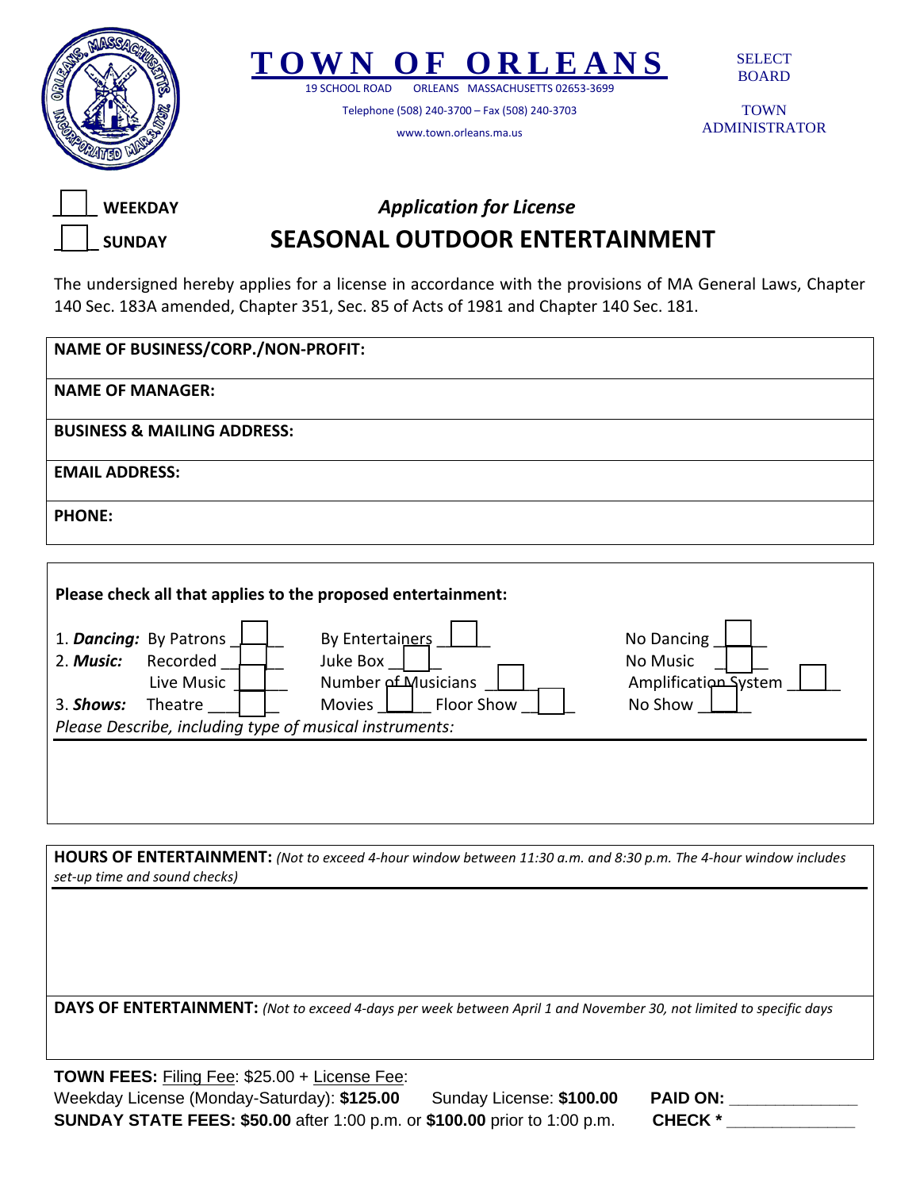# TOWN OF ORLEANS

19 SCHOOL ROAD ORLEANS MASSACHUSETTS 02653-3699

Telephone (508) 240-3700 – Fax (508) 240-3703

www.town.orleans.ma.us

SELECT BOARD

TOWN ADMINISTRATOR

☐ **WEEKDAY**

☐ **SUNDAY**

*Application for License*

## SEASONAL OUTDOOR ENTERTAINMENT

The undersigned hereby applies for a license in accordance with the provisions of MA General Laws, Chapter 140 Sec. 183A amended, Chapter 351, Sec. 85 of Acts of 1981 and Chapter 140 Sec. 181.

| |
|---|
| **NAME OF BUSINESS/CORP./NON-PROFIT:** |
| **NAME OF MANAGER:** |
| **BUSINESS & MAILING ADDRESS:** |
| **EMAIL ADDRESS:** |
| **PHONE:** |

**Please check all that applies to the proposed entertainment:**

1. ***Dancing:*** By Patrons ☐ By Entertainers ☐ No Dancing ☐
2. ***Music:*** Recorded ☐ Juke Box ☐ No Music ☐
   Live Music ☐ Number of Musicians ☐ Amplification System ☐
3. ***Shows:*** Theatre ☐ Movies ☐ Floor Show ☐ No Show ☐

*Please Describe, including type of musical instruments:*

**HOURS OF ENTERTAINMENT:** *(Not to exceed 4-hour window between 11:30 a.m. and 8:30 p.m. The 4-hour window includes set-up time and sound checks)*

**DAYS OF ENTERTAINMENT:** *(Not to exceed 4-days per week between April 1 and November 30, not limited to specific days*

**TOWN FEES:** Filing Fee: $25.00 + License Fee:

Weekday License (Monday-Saturday): **$125.00** Sunday License: **$100.00** **PAID ON:** ______________

**SUNDAY STATE FEES: $50.00** after 1:00 p.m. or **$100.00** prior to 1:00 p.m. **CHECK *** ______________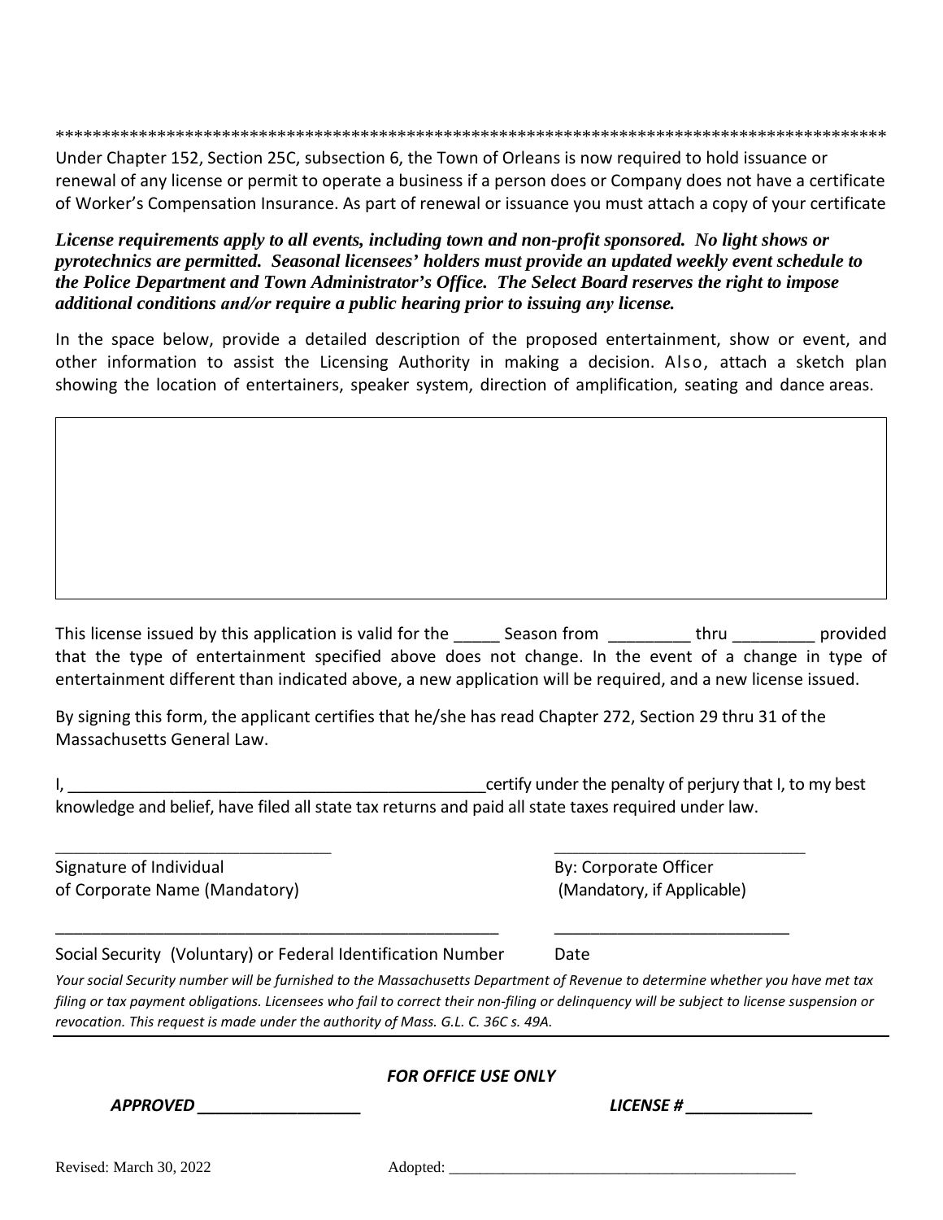*********************************************************************************************

Under Chapter 152, Section 25C, subsection 6, the Town of Orleans is now required to hold issuance or renewal of any license or permit to operate a business if a person does or Company does not have a certificate of Worker's Compensation Insurance. As part of renewal or issuance you must attach a copy of your certificate

***License requirements apply to all events, including town and non-profit sponsored. No light shows or pyrotechnics are permitted. Seasonal licensees' holders must provide an updated weekly event schedule to the Police Department and Town Administrator's Office. The Select Board reserves the right to impose additional conditions and/or require a public hearing prior to issuing any license.***

In the space below, provide a detailed description of the proposed entertainment, show or event, and other information to assist the Licensing Authority in making a decision. Also, attach a sketch plan showing the location of entertainers, speaker system, direction of amplification, seating and dance areas.

| |
|---|
| |

This license issued by this application is valid for the _____ Season from _________ thru _________ provided that the type of entertainment specified above does not change. In the event of a change in type of entertainment different than indicated above, a new application will be required, and a new license issued.

By signing this form, the applicant certifies that he/she has read Chapter 272, Section 29 thru 31 of the Massachusetts General Law.

I, ________________________________________________certify under the penalty of perjury that I, to my best knowledge and belief, have filed all state tax returns and paid all state taxes required under law.

_______________________________ _____________________________

Signature of Individual of Corporate Name (Mandatory) By: Corporate Officer (Mandatory, if Applicable)

___________________________________________________ __________________________

Social Security (Voluntary) or Federal Identification Number Date

*Your social Security number will be furnished to the Massachusetts Department of Revenue to determine whether you have met tax filing or tax payment obligations. Licensees who fail to correct their non-filing or delinquency will be subject to license suspension or revocation. This request is made under the authority of Mass. G.L. C. 36C s. 49A.*

***FOR OFFICE USE ONLY***

***APPROVED __________________*** ***LICENSE # ______________***

Revised: March 30, 2022 Adopted: ______________________________________________